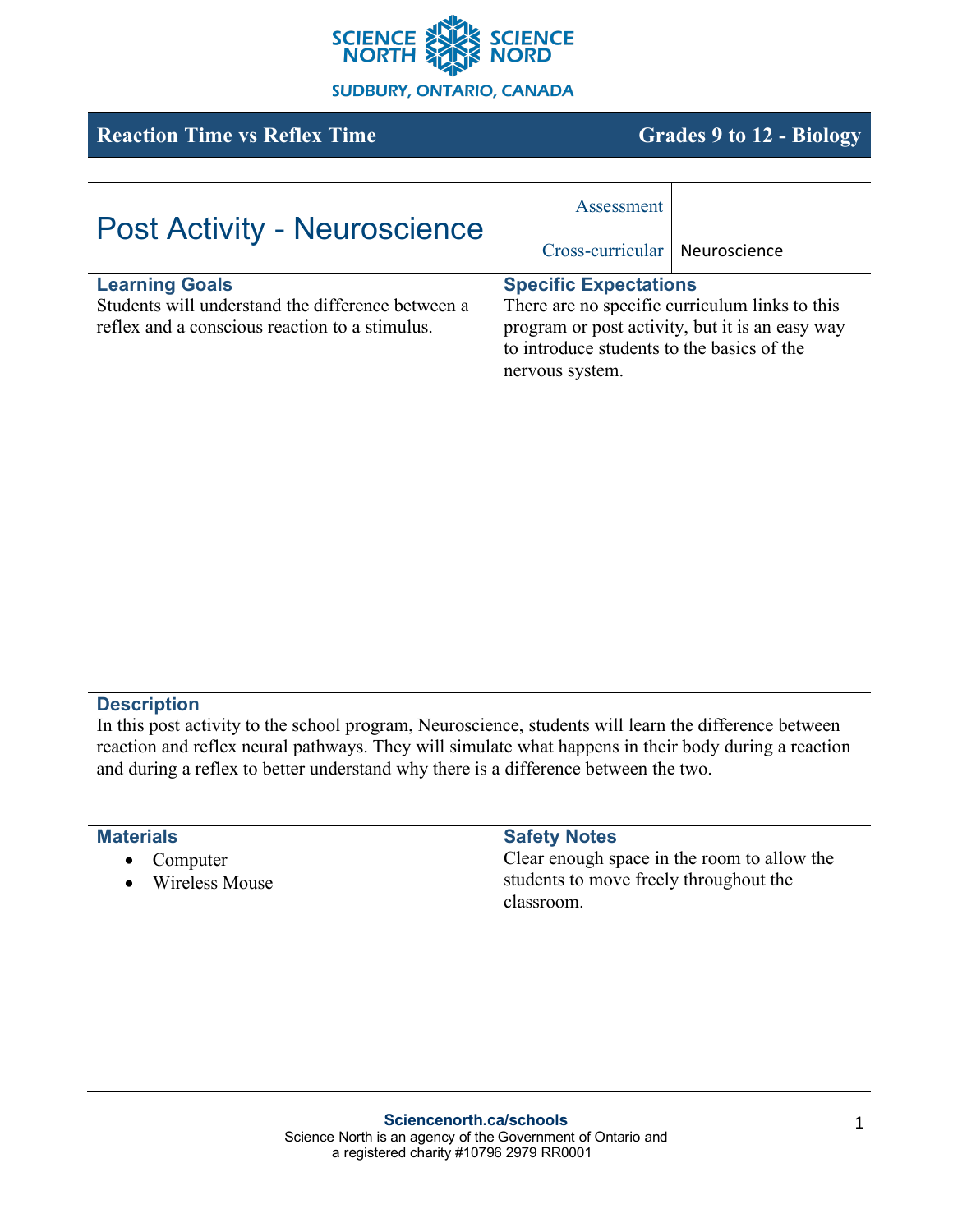SCIENCE NORTH SCIENCE NORD

SUDBURY, ONTARIO, CANADA

**Reaction Time vs Reflex Time** — **Grades 9 to 12 - Biology**

# Post Activity - Neuroscience

| Assessment | |
|---|---|
| Cross-curricular | Neuroscience |

## Learning Goals

Students will understand the difference between a reflex and a conscious reaction to a stimulus.

## Specific Expectations

There are no specific curriculum links to this program or post activity, but it is an easy way to introduce students to the basics of the nervous system.

## Description

In this post activity to the school program, Neuroscience, students will learn the difference between reaction and reflex neural pathways. They will simulate what happens in their body during a reaction and during a reflex to better understand why there is a difference between the two.

## Materials

- Computer
- Wireless Mouse

## Safety Notes

Clear enough space in the room to allow the students to move freely throughout the classroom.

**Sciencenorth.ca/schools**
Science North is an agency of the Government of Ontario and a registered charity #10796 2979 RR0001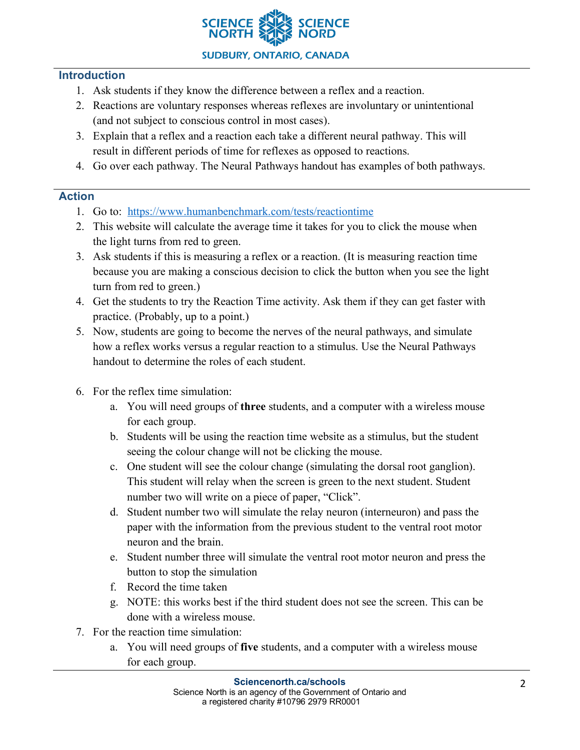## Introduction

1. Ask students if they know the difference between a reflex and a reaction.
2. Reactions are voluntary responses whereas reflexes are involuntary or unintentional (and not subject to conscious control in most cases).
3. Explain that a reflex and a reaction each take a different neural pathway. This will result in different periods of time for reflexes as opposed to reactions.
4. Go over each pathway. The Neural Pathways handout has examples of both pathways.

## Action

1. Go to: [https://www.humanbenchmark.com/tests/reactiontime](https://www.humanbenchmark.com/tests/reactiontime)
2. This website will calculate the average time it takes for you to click the mouse when the light turns from red to green.
3. Ask students if this is measuring a reflex or a reaction. (It is measuring reaction time because you are making a conscious decision to click the button when you see the light turn from red to green.)
4. Get the students to try the Reaction Time activity. Ask them if they can get faster with practice. (Probably, up to a point.)
5. Now, students are going to become the nerves of the neural pathways, and simulate how a reflex works versus a regular reaction to a stimulus. Use the Neural Pathways handout to determine the roles of each student.

6. For the reflex time simulation:
   a. You will need groups of **three** students, and a computer with a wireless mouse for each group.
   b. Students will be using the reaction time website as a stimulus, but the student seeing the colour change will not be clicking the mouse.
   c. One student will see the colour change (simulating the dorsal root ganglion). This student will relay when the screen is green to the next student. Student number two will write on a piece of paper, "Click".
   d. Student number two will simulate the relay neuron (interneuron) and pass the paper with the information from the previous student to the ventral root motor neuron and the brain.
   e. Student number three will simulate the ventral root motor neuron and press the button to stop the simulation
   f. Record the time taken
   g. NOTE: this works best if the third student does not see the screen. This can be done with a wireless mouse.
7. For the reaction time simulation:
   a. You will need groups of **five** students, and a computer with a wireless mouse for each group.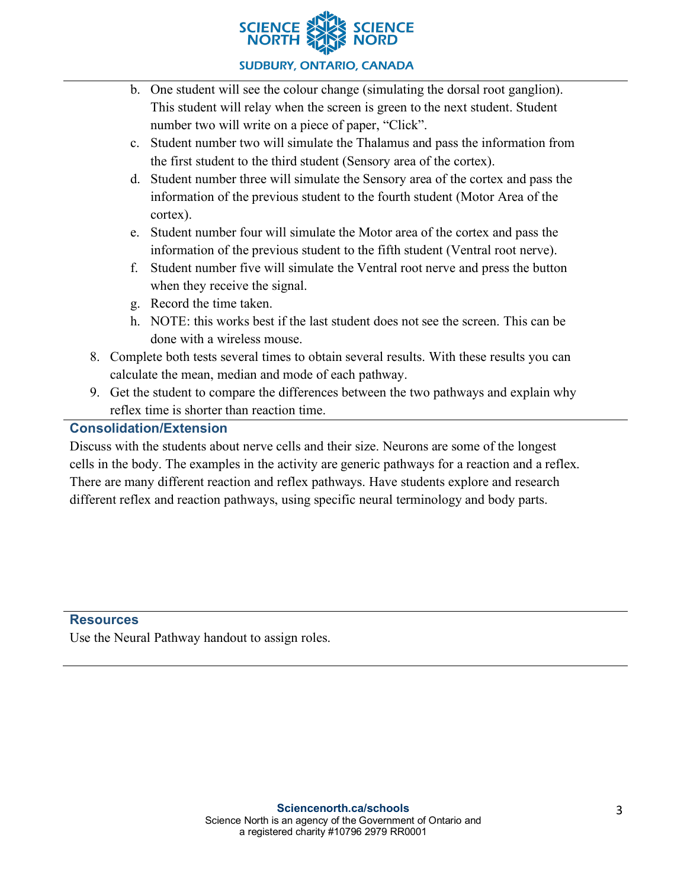b. One student will see the colour change (simulating the dorsal root ganglion). This student will relay when the screen is green to the next student. Student number two will write on a piece of paper, “Click”.
c. Student number two will simulate the Thalamus and pass the information from the first student to the third student (Sensory area of the cortex).
d. Student number three will simulate the Sensory area of the cortex and pass the information of the previous student to the fourth student (Motor Area of the cortex).
e. Student number four will simulate the Motor area of the cortex and pass the information of the previous student to the fifth student (Ventral root nerve).
f. Student number five will simulate the Ventral root nerve and press the button when they receive the signal.
g. Record the time taken.
h. NOTE: this works best if the last student does not see the screen. This can be done with a wireless mouse.

8. Complete both tests several times to obtain several results. With these results you can calculate the mean, median and mode of each pathway.
9. Get the student to compare the differences between the two pathways and explain why reflex time is shorter than reaction time.

## Consolidation/Extension

Discuss with the students about nerve cells and their size. Neurons are some of the longest cells in the body. The examples in the activity are generic pathways for a reaction and a reflex. There are many different reaction and reflex pathways. Have students explore and research different reflex and reaction pathways, using specific neural terminology and body parts.

## Resources

Use the Neural Pathway handout to assign roles.